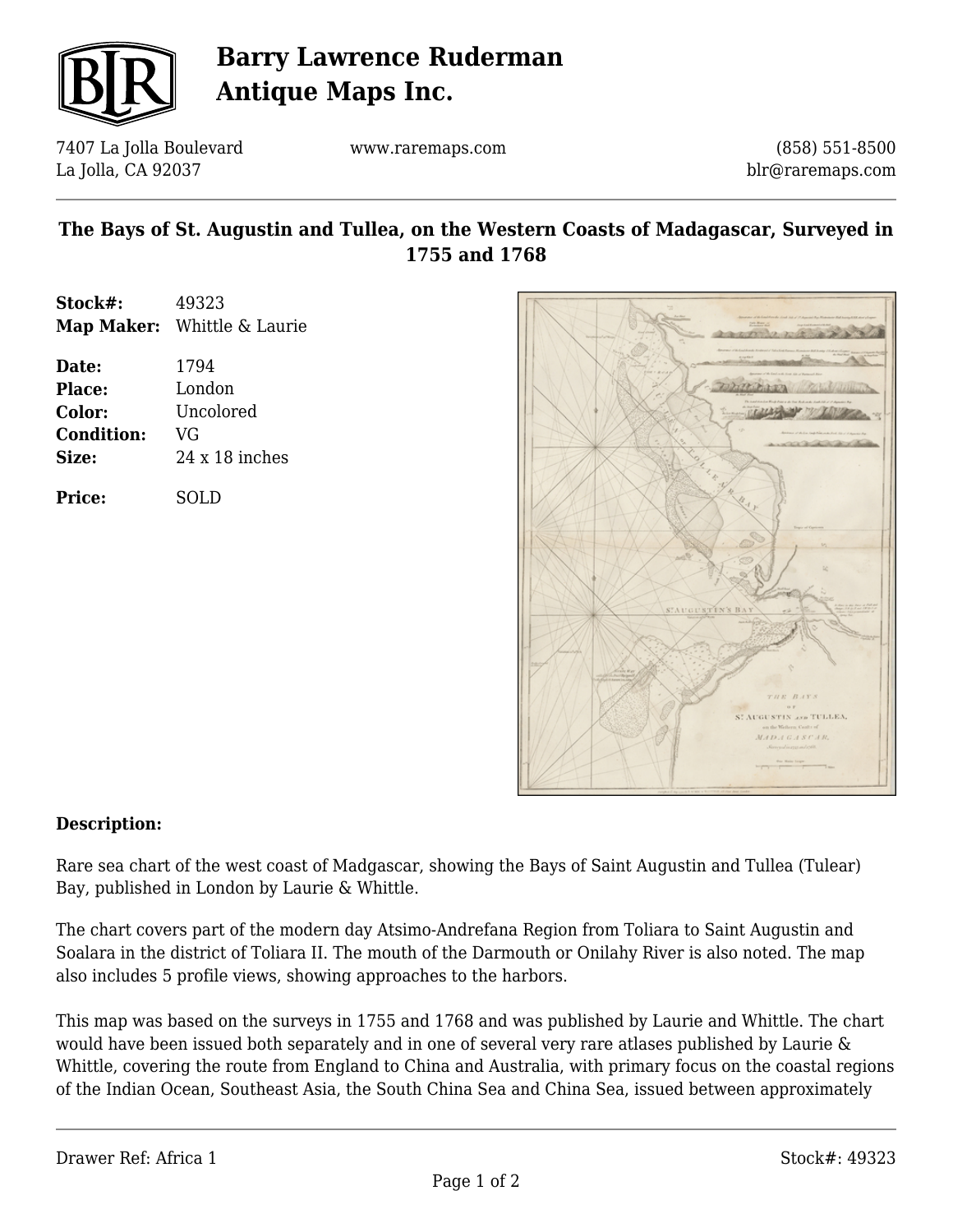# Barry Lawrence Ruderman Antique Maps Inc.

7407 La Jolla Boulevard
La Jolla, CA 92037

www.raremaps.com

(858) 551-8500
blr@raremaps.com

## The Bays of St. Augustin and Tullea, on the Western Coasts of Madagascar, Surveyed in 1755 and 1768

| | |
|---|---|
| **Stock#:** | 49323 |
| **Map Maker:** | Whittle & Laurie |
| **Date:** | 1794 |
| **Place:** | London |
| **Color:** | Uncolored |
| **Condition:** | VG |
| **Size:** | 24 x 18 inches |
| **Price:** | SOLD |

**Description:**

Rare sea chart of the west coast of Madgascar, showing the Bays of Saint Augustin and Tullea (Tulear) Bay, published in London by Laurie & Whittle.

The chart covers part of the modern day Atsimo-Andrefana Region from Toliara to Saint Augustin and Soalara in the district of Toliara II. The mouth of the Darmouth or Onilahy River is also noted. The map also includes 5 profile views, showing approaches to the harbors.

This map was based on the surveys in 1755 and 1768 and was published by Laurie and Whittle. The chart would have been issued both separately and in one of several very rare atlases published by Laurie & Whittle, covering the route from England to China and Australia, with primary focus on the coastal regions of the Indian Ocean, Southeast Asia, the South China Sea and China Sea, issued between approximately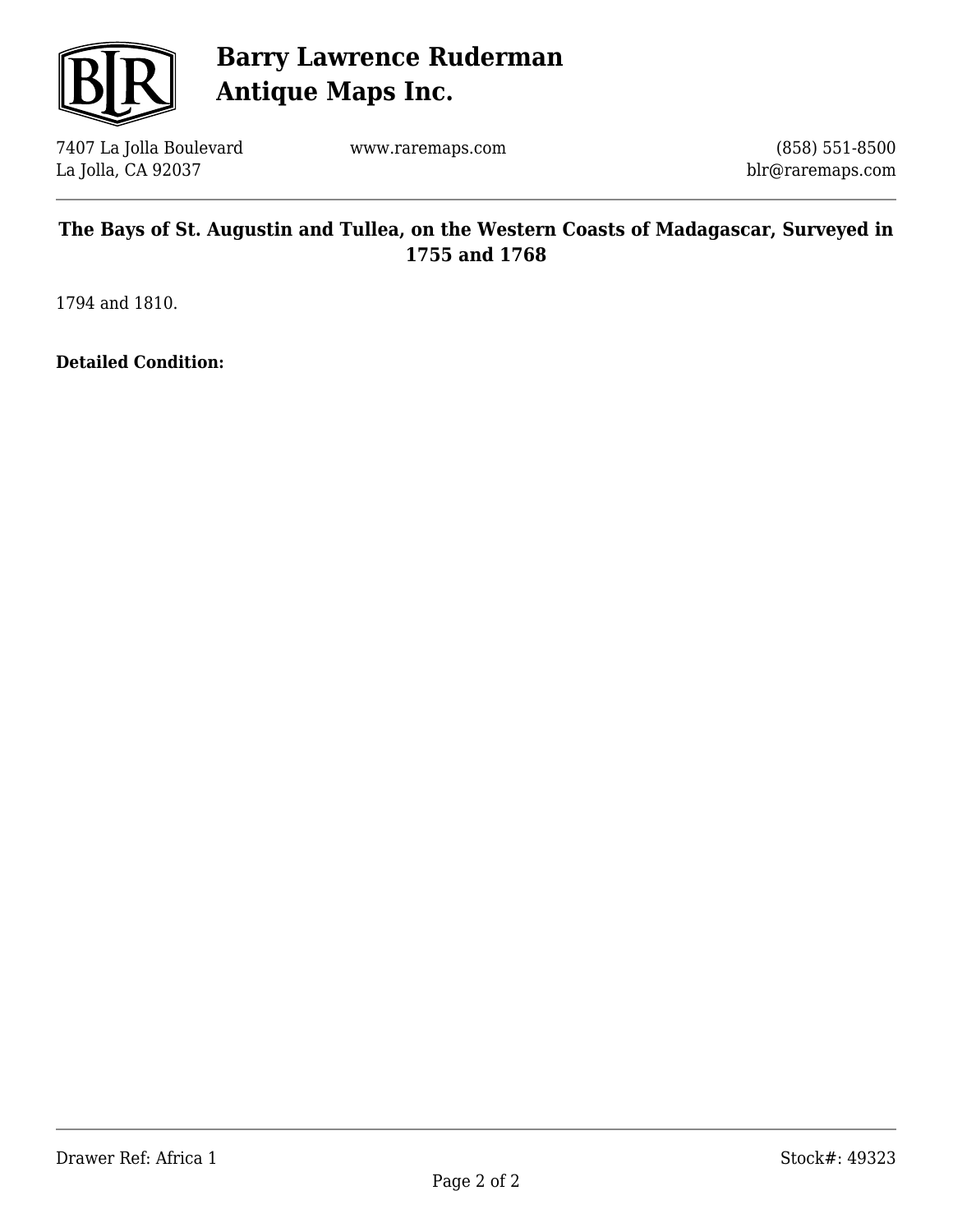## The Bays of St. Augustin and Tullea, on the Western Coasts of Madagascar, Surveyed in 1755 and 1768

1794 and 1810.

**Detailed Condition:**